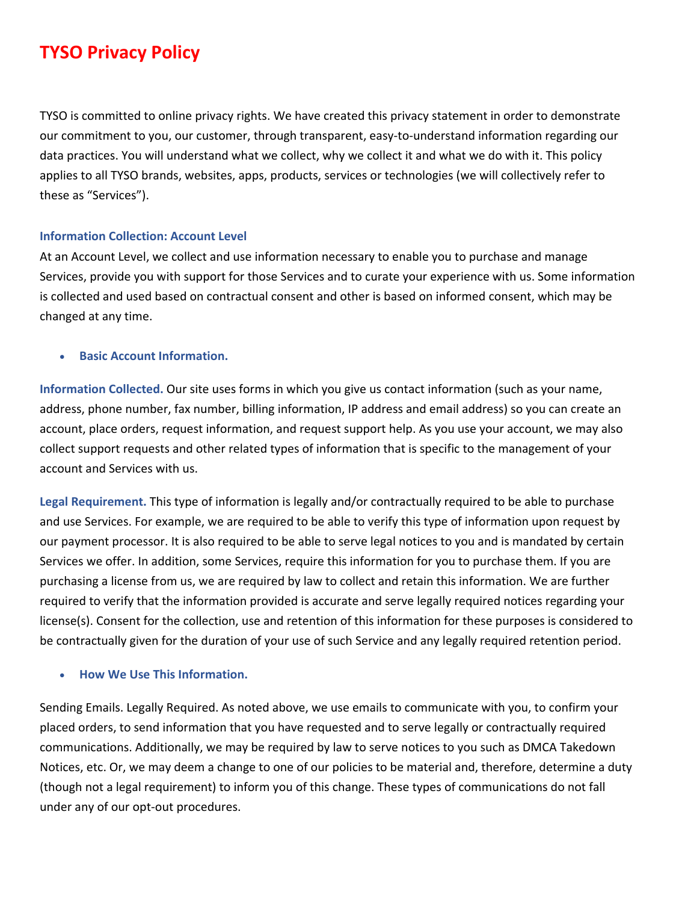# TYSO Privacy Policy

TYSO is committed to online privacy rights. We have created this privacy statement in order to demonstrate our commitment to you, our customer, through transparent, easy-to-understand information regarding our data practices. You will understand what we collect, why we collect it and what we do with it. This policy applies to all TYSO brands, websites, apps, products, services or technologies (we will collectively refer to these as “Services”).

### Information Collection: Account Level

At an Account Level, we collect and use information necessary to enable you to purchase and manage Services, provide you with support for those Services and to curate your experience with us. Some information is collected and used based on contractual consent and other is based on informed consent, which may be changed at any time.

- **Basic Account Information.**

**Information Collected.** Our site uses forms in which you give us contact information (such as your name, address, phone number, fax number, billing information, IP address and email address) so you can create an account, place orders, request information, and request support help. As you use your account, we may also collect support requests and other related types of information that is specific to the management of your account and Services with us.

**Legal Requirement.** This type of information is legally and/or contractually required to be able to purchase and use Services. For example, we are required to be able to verify this type of information upon request by our payment processor. It is also required to be able to serve legal notices to you and is mandated by certain Services we offer. In addition, some Services, require this information for you to purchase them. If you are purchasing a license from us, we are required by law to collect and retain this information. We are further required to verify that the information provided is accurate and serve legally required notices regarding your license(s). Consent for the collection, use and retention of this information for these purposes is considered to be contractually given for the duration of your use of such Service and any legally required retention period.

- **How We Use This Information.**

Sending Emails. Legally Required. As noted above, we use emails to communicate with you, to confirm your placed orders, to send information that you have requested and to serve legally or contractually required communications. Additionally, we may be required by law to serve notices to you such as DMCA Takedown Notices, etc. Or, we may deem a change to one of our policies to be material and, therefore, determine a duty (though not a legal requirement) to inform you of this change. These types of communications do not fall under any of our opt-out procedures.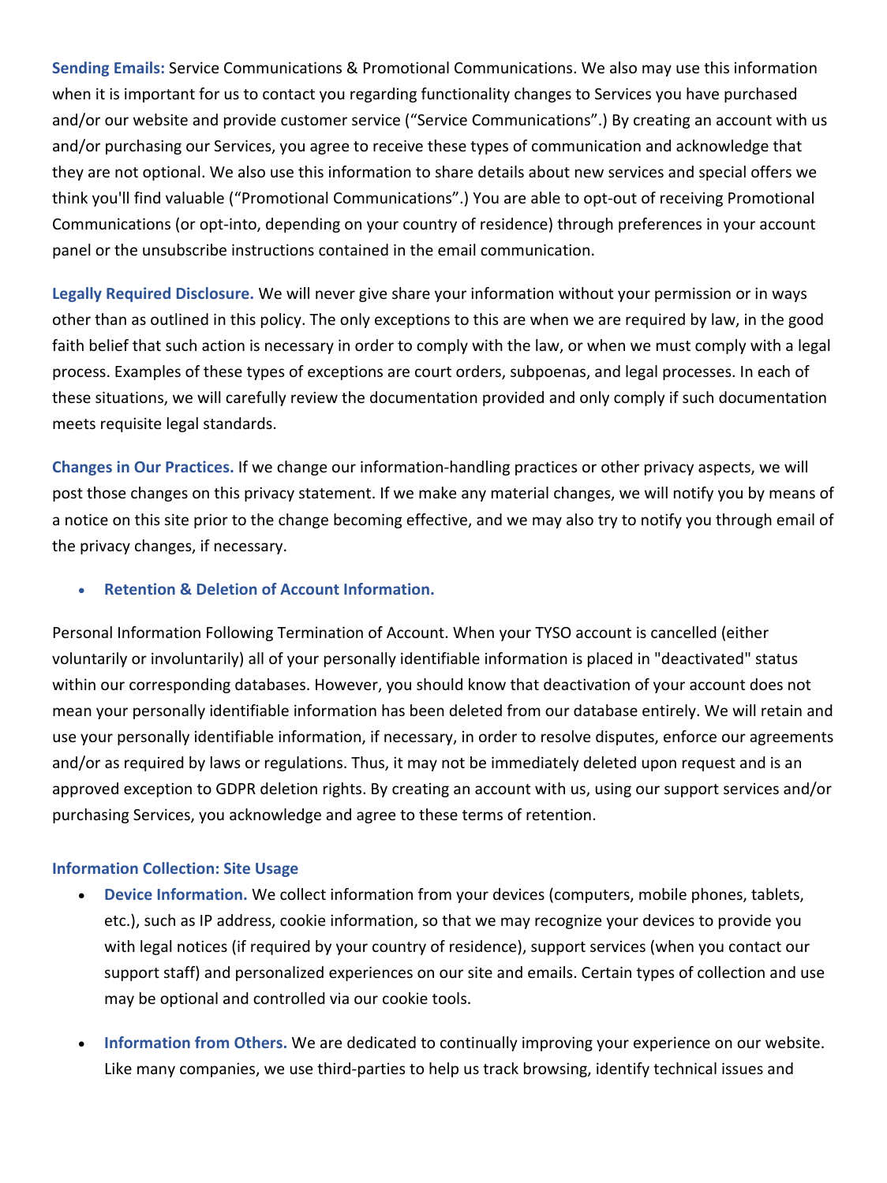**Sending Emails:** Service Communications & Promotional Communications. We also may use this information when it is important for us to contact you regarding functionality changes to Services you have purchased and/or our website and provide customer service (“Service Communications”.) By creating an account with us and/or purchasing our Services, you agree to receive these types of communication and acknowledge that they are not optional. We also use this information to share details about new services and special offers we think you'll find valuable (“Promotional Communications”.) You are able to opt-out of receiving Promotional Communications (or opt-into, depending on your country of residence) through preferences in your account panel or the unsubscribe instructions contained in the email communication.

**Legally Required Disclosure.** We will never give share your information without your permission or in ways other than as outlined in this policy. The only exceptions to this are when we are required by law, in the good faith belief that such action is necessary in order to comply with the law, or when we must comply with a legal process. Examples of these types of exceptions are court orders, subpoenas, and legal processes. In each of these situations, we will carefully review the documentation provided and only comply if such documentation meets requisite legal standards.

**Changes in Our Practices.** If we change our information-handling practices or other privacy aspects, we will post those changes on this privacy statement. If we make any material changes, we will notify you by means of a notice on this site prior to the change becoming effective, and we may also try to notify you through email of the privacy changes, if necessary.

- **Retention & Deletion of Account Information.**

Personal Information Following Termination of Account. When your TYSO account is cancelled (either voluntarily or involuntarily) all of your personally identifiable information is placed in "deactivated" status within our corresponding databases. However, you should know that deactivation of your account does not mean your personally identifiable information has been deleted from our database entirely. We will retain and use your personally identifiable information, if necessary, in order to resolve disputes, enforce our agreements and/or as required by laws or regulations. Thus, it may not be immediately deleted upon request and is an approved exception to GDPR deletion rights. By creating an account with us, using our support services and/or purchasing Services, you acknowledge and agree to these terms of retention.

### Information Collection: Site Usage

- **Device Information.** We collect information from your devices (computers, mobile phones, tablets, etc.), such as IP address, cookie information, so that we may recognize your devices to provide you with legal notices (if required by your country of residence), support services (when you contact our support staff) and personalized experiences on our site and emails. Certain types of collection and use may be optional and controlled via our cookie tools.
- **Information from Others.** We are dedicated to continually improving your experience on our website. Like many companies, we use third-parties to help us track browsing, identify technical issues and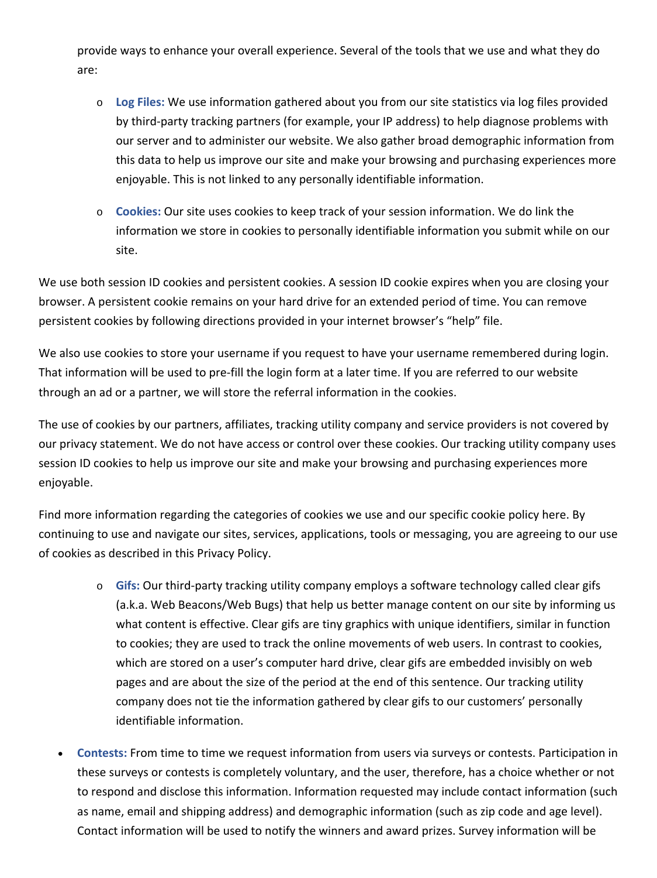provide ways to enhance your overall experience. Several of the tools that we use and what they do are:

- **Log Files:** We use information gathered about you from our site statistics via log files provided by third-party tracking partners (for example, your IP address) to help diagnose problems with our server and to administer our website. We also gather broad demographic information from this data to help us improve our site and make your browsing and purchasing experiences more enjoyable. This is not linked to any personally identifiable information.

- **Cookies:** Our site uses cookies to keep track of your session information. We do link the information we store in cookies to personally identifiable information you submit while on our site.

We use both session ID cookies and persistent cookies. A session ID cookie expires when you are closing your browser. A persistent cookie remains on your hard drive for an extended period of time. You can remove persistent cookies by following directions provided in your internet browser's "help" file.

We also use cookies to store your username if you request to have your username remembered during login. That information will be used to pre-fill the login form at a later time. If you are referred to our website through an ad or a partner, we will store the referral information in the cookies.

The use of cookies by our partners, affiliates, tracking utility company and service providers is not covered by our privacy statement. We do not have access or control over these cookies. Our tracking utility company uses session ID cookies to help us improve our site and make your browsing and purchasing experiences more enjoyable.

Find more information regarding the categories of cookies we use and our specific cookie policy here. By continuing to use and navigate our sites, services, applications, tools or messaging, you are agreeing to our use of cookies as described in this Privacy Policy.

- **Gifs:** Our third-party tracking utility company employs a software technology called clear gifs (a.k.a. Web Beacons/Web Bugs) that help us better manage content on our site by informing us what content is effective. Clear gifs are tiny graphics with unique identifiers, similar in function to cookies; they are used to track the online movements of web users. In contrast to cookies, which are stored on a user's computer hard drive, clear gifs are embedded invisibly on web pages and are about the size of the period at the end of this sentence. Our tracking utility company does not tie the information gathered by clear gifs to our customers' personally identifiable information.

- **Contests:** From time to time we request information from users via surveys or contests. Participation in these surveys or contests is completely voluntary, and the user, therefore, has a choice whether or not to respond and disclose this information. Information requested may include contact information (such as name, email and shipping address) and demographic information (such as zip code and age level). Contact information will be used to notify the winners and award prizes. Survey information will be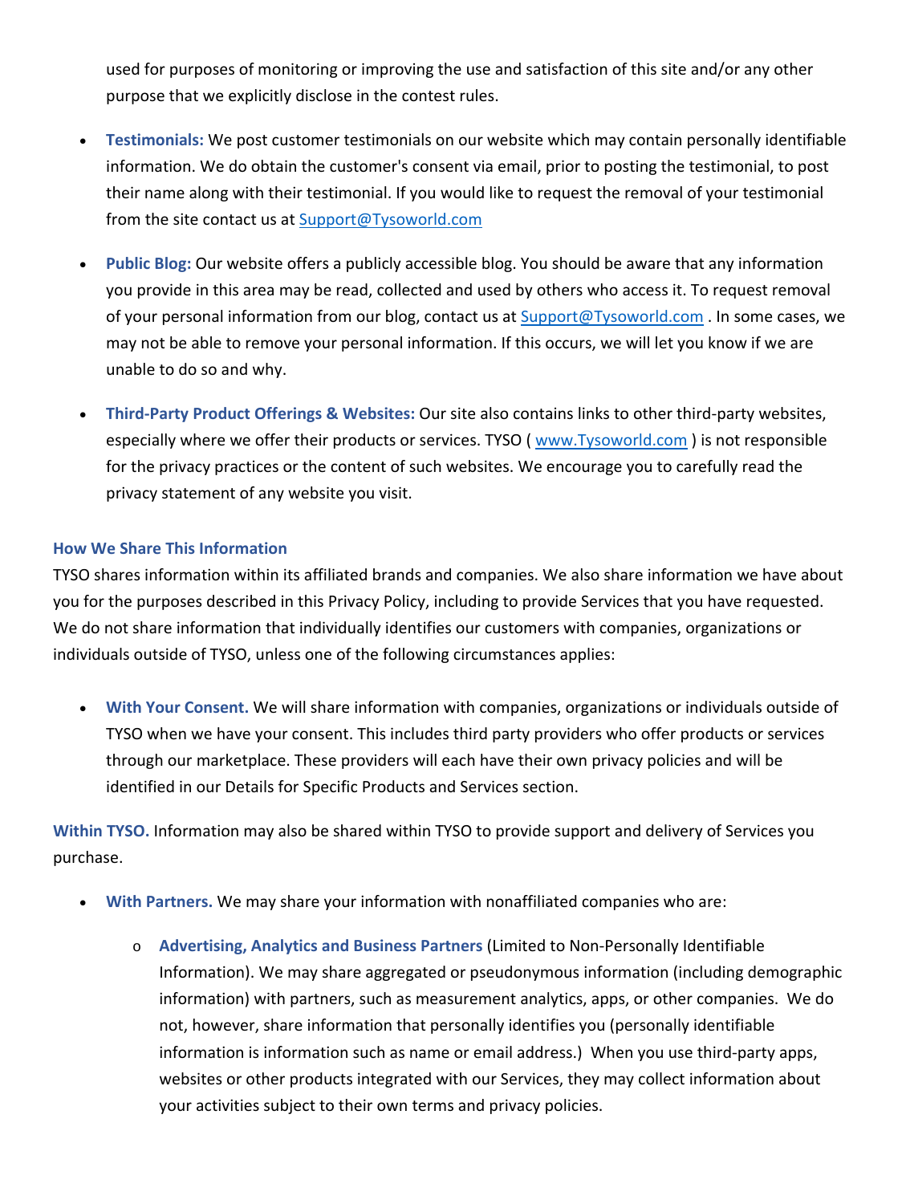used for purposes of monitoring or improving the use and satisfaction of this site and/or any other purpose that we explicitly disclose in the contest rules.

- **Testimonials:** We post customer testimonials on our website which may contain personally identifiable information. We do obtain the customer's consent via email, prior to posting the testimonial, to post their name along with their testimonial. If you would like to request the removal of your testimonial from the site contact us at Support@Tysoworld.com

- **Public Blog:** Our website offers a publicly accessible blog. You should be aware that any information you provide in this area may be read, collected and used by others who access it. To request removal of your personal information from our blog, contact us at Support@Tysoworld.com . In some cases, we may not be able to remove your personal information. If this occurs, we will let you know if we are unable to do so and why.

- **Third-Party Product Offerings & Websites:** Our site also contains links to other third-party websites, especially where we offer their products or services. TYSO ( www.Tysoworld.com ) is not responsible for the privacy practices or the content of such websites. We encourage you to carefully read the privacy statement of any website you visit.

### How We Share This Information

TYSO shares information within its affiliated brands and companies. We also share information we have about you for the purposes described in this Privacy Policy, including to provide Services that you have requested. We do not share information that individually identifies our customers with companies, organizations or individuals outside of TYSO, unless one of the following circumstances applies:

- **With Your Consent.** We will share information with companies, organizations or individuals outside of TYSO when we have your consent. This includes third party providers who offer products or services through our marketplace. These providers will each have their own privacy policies and will be identified in our Details for Specific Products and Services section.

**Within TYSO.** Information may also be shared within TYSO to provide support and delivery of Services you purchase.

- **With Partners.** We may share your information with nonaffiliated companies who are:
  - **Advertising, Analytics and Business Partners** (Limited to Non-Personally Identifiable Information). We may share aggregated or pseudonymous information (including demographic information) with partners, such as measurement analytics, apps, or other companies. We do not, however, share information that personally identifies you (personally identifiable information is information such as name or email address.) When you use third-party apps, websites or other products integrated with our Services, they may collect information about your activities subject to their own terms and privacy policies.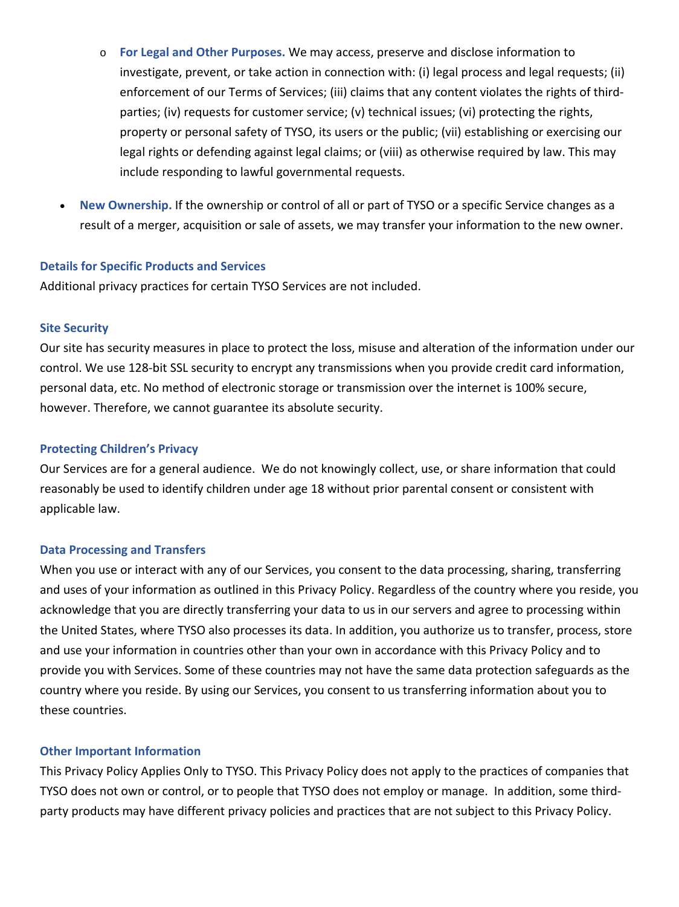- **For Legal and Other Purposes.** We may access, preserve and disclose information to investigate, prevent, or take action in connection with: (i) legal process and legal requests; (ii) enforcement of our Terms of Services; (iii) claims that any content violates the rights of third-parties; (iv) requests for customer service; (v) technical issues; (vi) protecting the rights, property or personal safety of TYSO, its users or the public; (vii) establishing or exercising our legal rights or defending against legal claims; or (viii) as otherwise required by law. This may include responding to lawful governmental requests.

- **New Ownership.** If the ownership or control of all or part of TYSO or a specific Service changes as a result of a merger, acquisition or sale of assets, we may transfer your information to the new owner.

### Details for Specific Products and Services

Additional privacy practices for certain TYSO Services are not included.

### Site Security

Our site has security measures in place to protect the loss, misuse and alteration of the information under our control. We use 128-bit SSL security to encrypt any transmissions when you provide credit card information, personal data, etc. No method of electronic storage or transmission over the internet is 100% secure, however. Therefore, we cannot guarantee its absolute security.

### Protecting Children's Privacy

Our Services are for a general audience. We do not knowingly collect, use, or share information that could reasonably be used to identify children under age 18 without prior parental consent or consistent with applicable law.

### Data Processing and Transfers

When you use or interact with any of our Services, you consent to the data processing, sharing, transferring and uses of your information as outlined in this Privacy Policy. Regardless of the country where you reside, you acknowledge that you are directly transferring your data to us in our servers and agree to processing within the United States, where TYSO also processes its data. In addition, you authorize us to transfer, process, store and use your information in countries other than your own in accordance with this Privacy Policy and to provide you with Services. Some of these countries may not have the same data protection safeguards as the country where you reside. By using our Services, you consent to us transferring information about you to these countries.

### Other Important Information

This Privacy Policy Applies Only to TYSO. This Privacy Policy does not apply to the practices of companies that TYSO does not own or control, or to people that TYSO does not employ or manage. In addition, some third-party products may have different privacy policies and practices that are not subject to this Privacy Policy.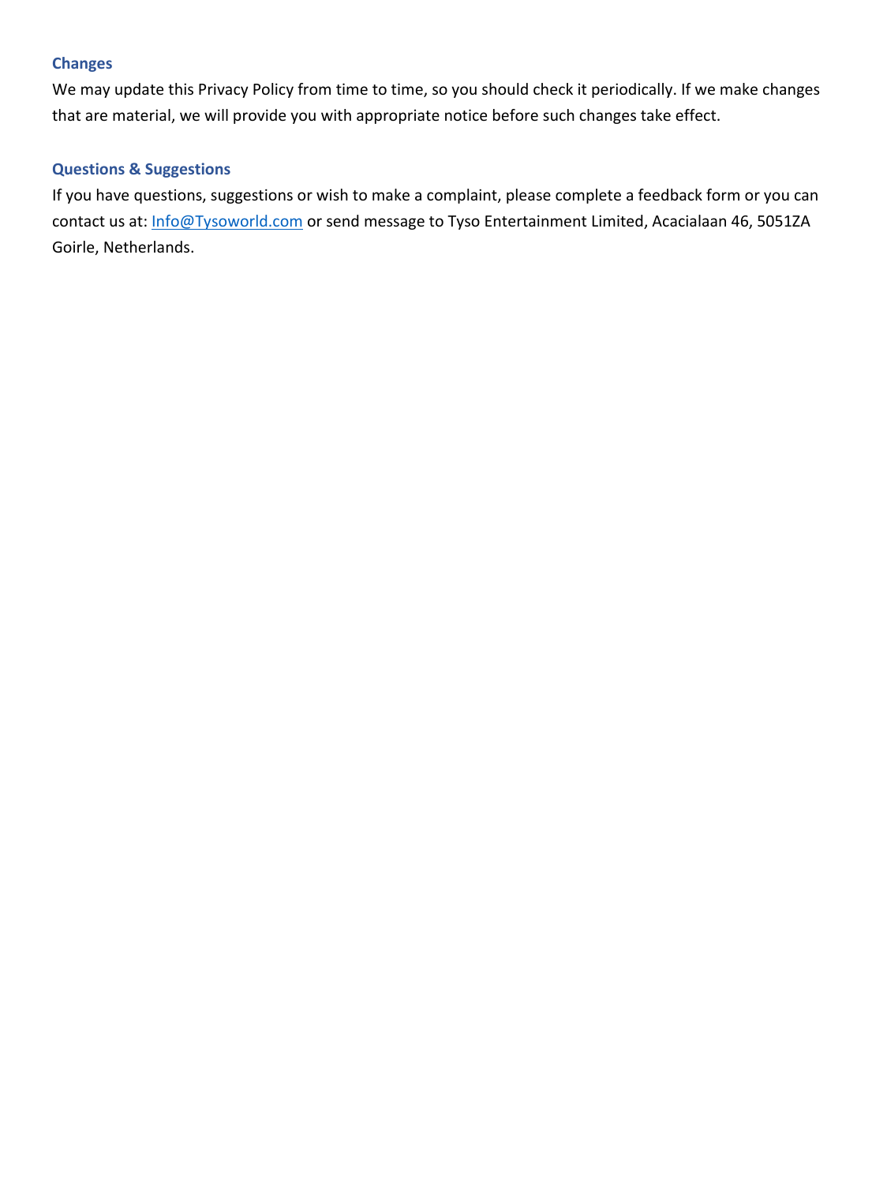### Changes

We may update this Privacy Policy from time to time, so you should check it periodically. If we make changes that are material, we will provide you with appropriate notice before such changes take effect.

### Questions & Suggestions

If you have questions, suggestions or wish to make a complaint, please complete a feedback form or you can contact us at: [Info@Tysoworld.com](mailto:Info@Tysoworld.com) or send message to Tyso Entertainment Limited, Acacialaan 46, 5051ZA Goirle, Netherlands.